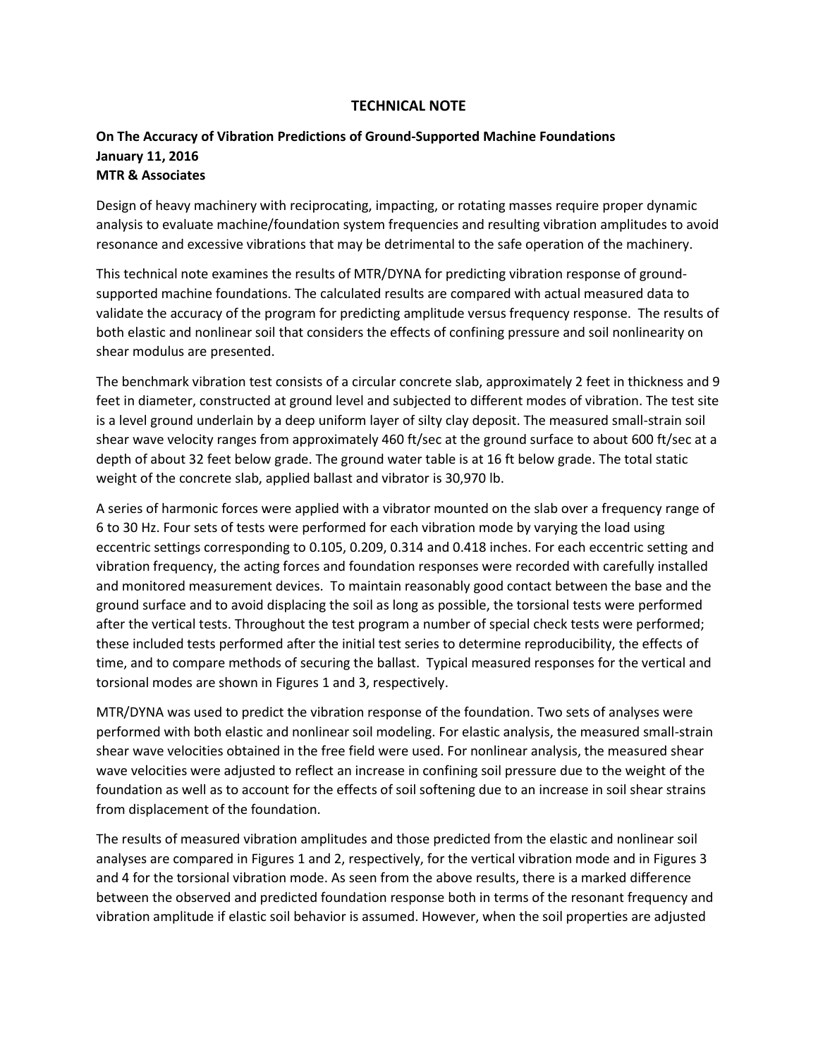# TECHNICAL NOTE

**On The Accuracy of Vibration Predictions of Ground-Supported Machine Foundations**
**January 11, 2016**
**MTR & Associates**

Design of heavy machinery with reciprocating, impacting, or rotating masses require proper dynamic analysis to evaluate machine/foundation system frequencies and resulting vibration amplitudes to avoid resonance and excessive vibrations that may be detrimental to the safe operation of the machinery.

This technical note examines the results of MTR/DYNA for predicting vibration response of ground-supported machine foundations. The calculated results are compared with actual measured data to validate the accuracy of the program for predicting amplitude versus frequency response. The results of both elastic and nonlinear soil that considers the effects of confining pressure and soil nonlinearity on shear modulus are presented.

The benchmark vibration test consists of a circular concrete slab, approximately 2 feet in thickness and 9 feet in diameter, constructed at ground level and subjected to different modes of vibration. The test site is a level ground underlain by a deep uniform layer of silty clay deposit. The measured small-strain soil shear wave velocity ranges from approximately 460 ft/sec at the ground surface to about 600 ft/sec at a depth of about 32 feet below grade. The ground water table is at 16 ft below grade. The total static weight of the concrete slab, applied ballast and vibrator is 30,970 lb.

A series of harmonic forces were applied with a vibrator mounted on the slab over a frequency range of 6 to 30 Hz. Four sets of tests were performed for each vibration mode by varying the load using eccentric settings corresponding to 0.105, 0.209, 0.314 and 0.418 inches. For each eccentric setting and vibration frequency, the acting forces and foundation responses were recorded with carefully installed and monitored measurement devices. To maintain reasonably good contact between the base and the ground surface and to avoid displacing the soil as long as possible, the torsional tests were performed after the vertical tests. Throughout the test program a number of special check tests were performed; these included tests performed after the initial test series to determine reproducibility, the effects of time, and to compare methods of securing the ballast. Typical measured responses for the vertical and torsional modes are shown in Figures 1 and 3, respectively.

MTR/DYNA was used to predict the vibration response of the foundation. Two sets of analyses were performed with both elastic and nonlinear soil modeling. For elastic analysis, the measured small-strain shear wave velocities obtained in the free field were used. For nonlinear analysis, the measured shear wave velocities were adjusted to reflect an increase in confining soil pressure due to the weight of the foundation as well as to account for the effects of soil softening due to an increase in soil shear strains from displacement of the foundation.

The results of measured vibration amplitudes and those predicted from the elastic and nonlinear soil analyses are compared in Figures 1 and 2, respectively, for the vertical vibration mode and in Figures 3 and 4 for the torsional vibration mode. As seen from the above results, there is a marked difference between the observed and predicted foundation response both in terms of the resonant frequency and vibration amplitude if elastic soil behavior is assumed. However, when the soil properties are adjusted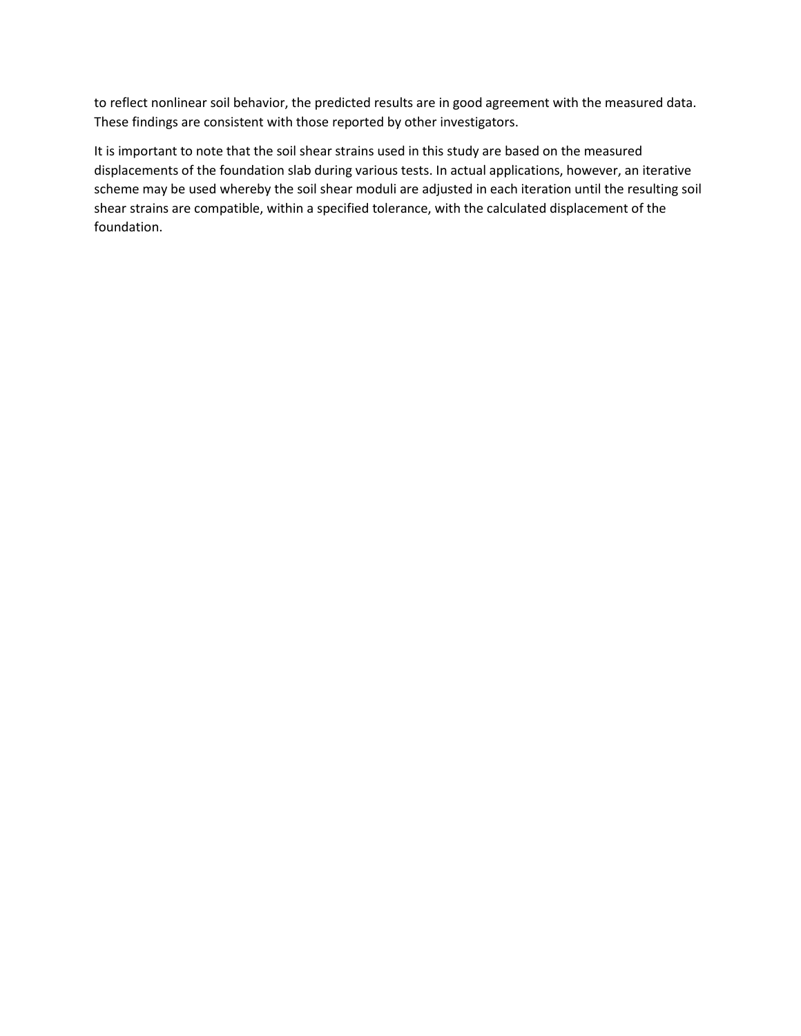to reflect nonlinear soil behavior, the predicted results are in good agreement with the measured data. These findings are consistent with those reported by other investigators.

It is important to note that the soil shear strains used in this study are based on the measured displacements of the foundation slab during various tests. In actual applications, however, an iterative scheme may be used whereby the soil shear moduli are adjusted in each iteration until the resulting soil shear strains are compatible, within a specified tolerance, with the calculated displacement of the foundation.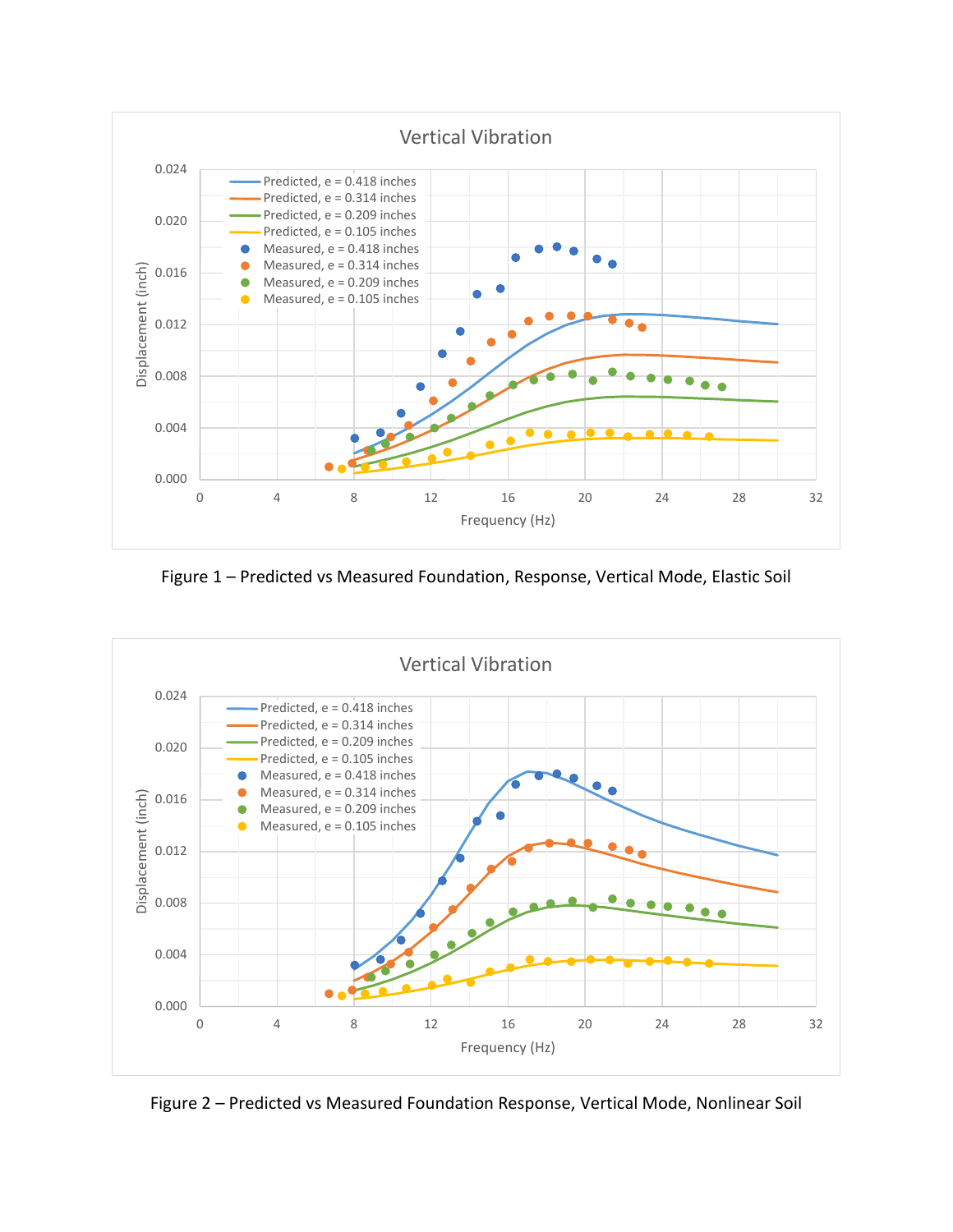Figure 1 – Predicted vs Measured Foundation, Response, Vertical Mode, Elastic Soil

Figure 2 – Predicted vs Measured Foundation Response, Vertical Mode, Nonlinear Soil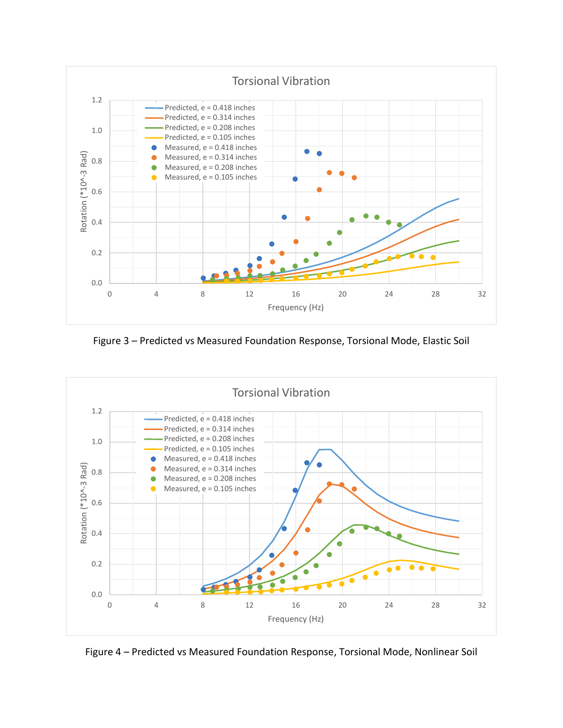Torsional Vibration

1.2
1.0
0.8
0.6
0.4
0.2
0.0

Rotation (*10^-3 Rad)

0 4 8 12 16 20 24 28 32

Frequency (Hz)

Predicted, e = 0.418 inches
Predicted, e = 0.314 inches
Predicted, e = 0.208 inches
Predicted, e = 0.105 inches
Measured, e = 0.418 inches
Measured, e = 0.314 inches
Measured, e = 0.208 inches
Measured, e = 0.105 inches

Figure 3 – Predicted vs Measured Foundation Response, Torsional Mode, Elastic Soil

Torsional Vibration

1.2
1.0
0.8
0.6
0.4
0.2
0.0

Rotation (*10^-3 Rad)

0 4 8 12 16 20 24 28 32

Frequency (Hz)

Predicted, e = 0.418 inches
Predicted, e = 0.314 inches
Predicted, e = 0.208 inches
Predicted, e = 0.105 inches
Measured, e = 0.418 inches
Measured, e = 0.314 inches
Measured, e = 0.208 inches
Measured, e = 0.105 inches

Figure 4 – Predicted vs Measured Foundation Response, Torsional Mode, Nonlinear Soil